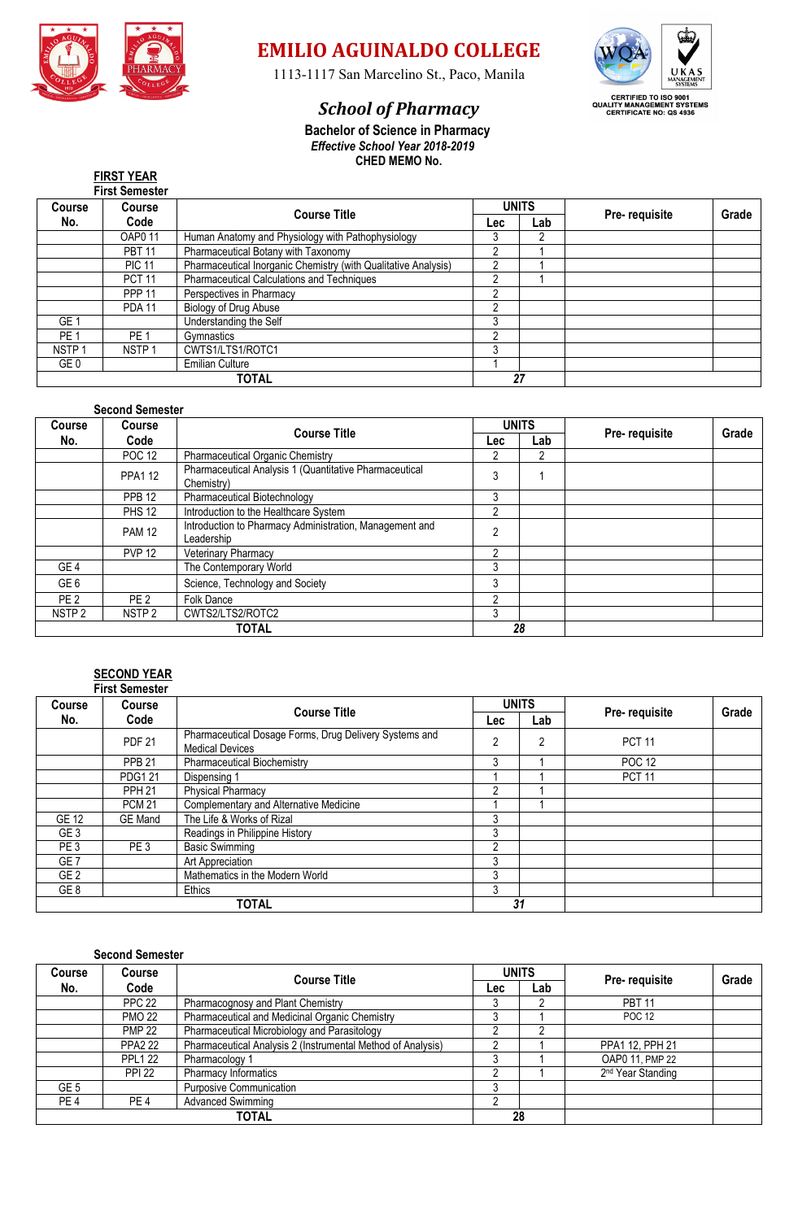# EMILIO AGUINALDO COLLEGE

1113-1117 San Marcelino St., Paco, Manila

CERTIFIED TO ISO 9001
QUALITY MANAGEMENT SYSTEMS
CERTIFICATE NO: QS 4936

## *School of Pharmacy*

**Bachelor of Science in Pharmacy**
***Effective School Year 2018-2019***
**CHED MEMO No.**

### FIRST YEAR

**First Semester**

| Course No. | Course Code | Course Title | UNITS | | Pre- requisite | Grade |
|---|---|---|---|---|---|---|
| | | | Lec | Lab | | |
| | OAP0 11 | Human Anatomy and Physiology with Pathophysiology | 3 | 2 | | |
| | PBT 11 | Pharmaceutical Botany with Taxonomy | 2 | 1 | | |
| | PIC 11 | Pharmaceutical Inorganic Chemistry (with Qualitative Analysis) | 2 | 1 | | |
| | PCT 11 | Pharmaceutical Calculations and Techniques | 2 | 1 | | |
| | PPP 11 | Perspectives in Pharmacy | 2 | | | |
| | PDA 11 | Biology of Drug Abuse | 2 | | | |
| GE 1 | | Understanding the Self | 3 | | | |
| PE 1 | PE 1 | Gymnastics | 2 | | | |
| NSTP 1 | NSTP 1 | CWTS1/LTS1/ROTC1 | 3 | | | |
| GE 0 | | Emilian Culture | 1 | | | |
| **TOTAL** | | | ***27*** | | | |

**Second Semester**

| Course No. | Course Code | Course Title | UNITS | | Pre- requisite | Grade |
|---|---|---|---|---|---|---|
| | | | Lec | Lab | | |
| | POC 12 | Pharmaceutical Organic Chemistry | 2 | 2 | | |
| | PPA1 12 | Pharmaceutical Analysis 1 (Quantitative Pharmaceutical Chemistry) | 3 | 1 | | |
| | PPB 12 | Pharmaceutical Biotechnology | 3 | | | |
| | PHS 12 | Introduction to the Healthcare System | 2 | | | |
| | PAM 12 | Introduction to Pharmacy Administration, Management and Leadership | 2 | | | |
| | PVP 12 | Veterinary Pharmacy | 2 | | | |
| GE 4 | | The Contemporary World | 3 | | | |
| GE 6 | | Science, Technology and Society | 3 | | | |
| PE 2 | PE 2 | Folk Dance | 2 | | | |
| NSTP 2 | NSTP 2 | CWTS2/LTS2/ROTC2 | 3 | | | |
| **TOTAL** | | | ***28*** | | | |

### SECOND YEAR

**First Semester**

| Course No. | Course Code | Course Title | UNITS | | Pre- requisite | Grade |
|---|---|---|---|---|---|---|
| | | | Lec | Lab | | |
| | PDF 21 | Pharmaceutical Dosage Forms, Drug Delivery Systems and Medical Devices | 2 | 2 | PCT 11 | |
| | PPB 21 | Pharmaceutical Biochemistry | 3 | 1 | POC 12 | |
| | PDG1 21 | Dispensing 1 | 1 | 1 | PCT 11 | |
| | PPH 21 | Physical Pharmacy | 2 | 1 | | |
| | PCM 21 | Complementary and Alternative Medicine | 1 | 1 | | |
| GE 12 | GE Mand | The Life & Works of Rizal | 3 | | | |
| GE 3 | | Readings in Philippine History | 3 | | | |
| PE 3 | PE 3 | Basic Swimming | 2 | | | |
| GE 7 | | Art Appreciation | 3 | | | |
| GE 2 | | Mathematics in the Modern World | 3 | | | |
| GE 8 | | Ethics | 3 | | | |
| **TOTAL** | | | ***31*** | | | |

**Second Semester**

| Course No. | Course Code | Course Title | UNITS | | Pre- requisite | Grade |
|---|---|---|---|---|---|---|
| | | | Lec | Lab | | |
| | PPC 22 | Pharmacognosy and Plant Chemistry | 3 | 2 | PBT 11 | |
| | PMO 22 | Pharmaceutical and Medicinal Organic Chemistry | 3 | 1 | POC 12 | |
| | PMP 22 | Pharmaceutical Microbiology and Parasitology | 2 | 2 | | |
| | PPA2 22 | Pharmaceutical Analysis 2 (Instrumental Method of Analysis) | 2 | 1 | PPA1 12, PPH 21 | |
| | PPL1 22 | Pharmacology 1 | 3 | 1 | OAP0 11, PMP 22 | |
| | PPI 22 | Pharmacy Informatics | 2 | 1 | 2nd Year Standing | |
| GE 5 | | Purposive Communication | 3 | | | |
| PE 4 | PE 4 | Advanced Swimming | 2 | | | |
| **TOTAL** | | | **28** | | | |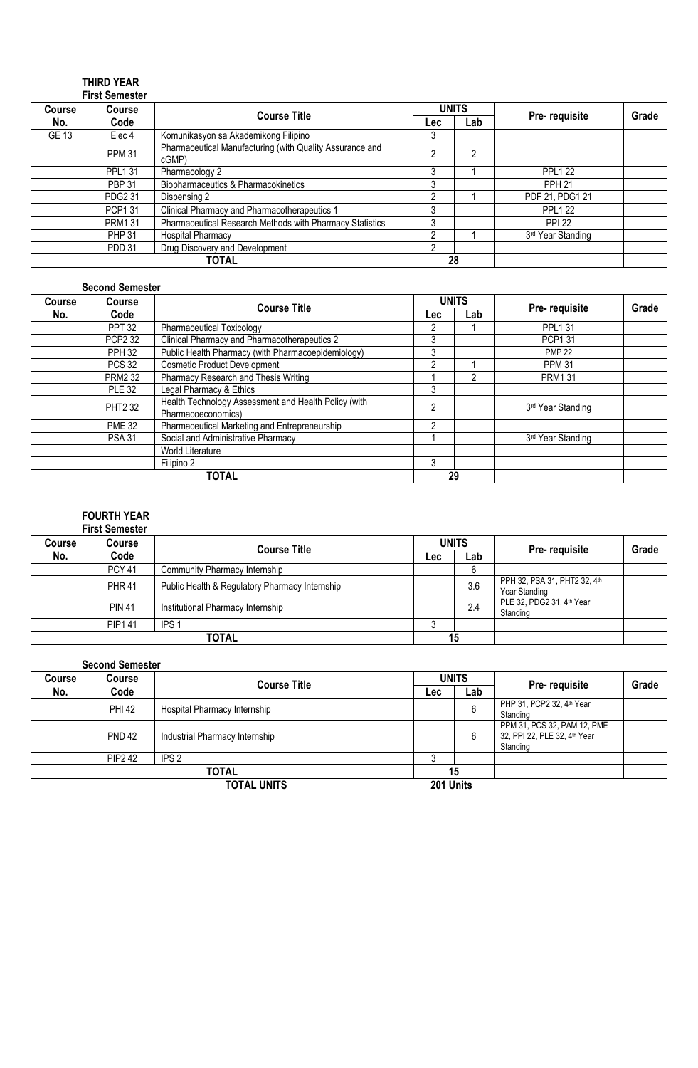## THIRD YEAR

### First Semester

| Course No. | Course Code | Course Title | UNITS | | Pre- requisite | Grade |
|---|---|---|---|---|---|---|
| | | | Lec | Lab | | |
| GE 13 | Elec 4 | Komunikasyon sa Akademikong Filipino | 3 | | | |
| | PPM 31 | Pharmaceutical Manufacturing (with Quality Assurance and cGMP) | 2 | 2 | | |
| | PPL1 31 | Pharmacology 2 | 3 | 1 | PPL1 22 | |
| | PBP 31 | Biopharmaceutics & Pharmacokinetics | 3 | | PPH 21 | |
| | PDG2 31 | Dispensing 2 | 2 | 1 | PDF 21, PDG1 21 | |
| | PCP1 31 | Clinical Pharmacy and Pharmacotherapeutics 1 | 3 | | PPL1 22 | |
| | PRM1 31 | Pharmaceutical Research Methods with Pharmacy Statistics | 3 | | PPI 22 | |
| | PHP 31 | Hospital Pharmacy | 2 | 1 | 3rd Year Standing | |
| | PDD 31 | Drug Discovery and Development | 2 | | | |
| | | TOTAL | 28 | | | |

### Second Semester

| Course No. | Course Code | Course Title | UNITS | | Pre- requisite | Grade |
|---|---|---|---|---|---|---|
| | | | Lec | Lab | | |
| | PPT 32 | Pharmaceutical Toxicology | 2 | 1 | PPL1 31 | |
| | PCP2 32 | Clinical Pharmacy and Pharmacotherapeutics 2 | 3 | | PCP1 31 | |
| | PPH 32 | Public Health Pharmacy (with Pharmacoepidemiology) | 3 | | PMP 22 | |
| | PCS 32 | Cosmetic Product Development | 2 | 1 | PPM 31 | |
| | PRM2 32 | Pharmacy Research and Thesis Writing | 1 | 2 | PRM1 31 | |
| | PLE 32 | Legal Pharmacy & Ethics | 3 | | | |
| | PHT2 32 | Health Technology Assessment and Health Policy (with Pharmacoeconomics) | 2 | | 3rd Year Standing | |
| | PME 32 | Pharmaceutical Marketing and Entrepreneurship | 2 | | | |
| | PSA 31 | Social and Administrative Pharmacy | 1 | | 3rd Year Standing | |
| | | World Literature | | | | |
| | | Filipino 2 | 3 | | | |
| | | TOTAL | 29 | | | |

## FOURTH YEAR

### First Semester

| Course No. | Course Code | Course Title | UNITS | | Pre- requisite | Grade |
|---|---|---|---|---|---|---|
| | | | Lec | Lab | | |
| | PCY 41 | Community Pharmacy Internship | | 6 | | |
| | PHR 41 | Public Health & Regulatory Pharmacy Internship | | 3.6 | PPH 32, PSA 31, PHT2 32, 4th Year Standing | |
| | PIN 41 | Institutional Pharmacy Internship | | 2.4 | PLE 32, PDG2 31, 4th Year Standing | |
| | PIP1 41 | IPS 1 | 3 | | | |
| | | TOTAL | 15 | | | |

### Second Semester

| Course No. | Course Code | Course Title | UNITS | | Pre- requisite | Grade |
|---|---|---|---|---|---|---|
| | | | Lec | Lab | | |
| | PHI 42 | Hospital Pharmacy Internship | | 6 | PHP 31, PCP2 32, 4th Year Standing | |
| | PND 42 | Industrial Pharmacy Internship | | 6 | PPM 31, PCS 32, PAM 12, PME 32, PPI 22, PLE 32, 4th Year Standing | |
| | PIP2 42 | IPS 2 | 3 | | | |
| | | TOTAL | 15 | | | |
| | | TOTAL UNITS | 201 Units | | | |